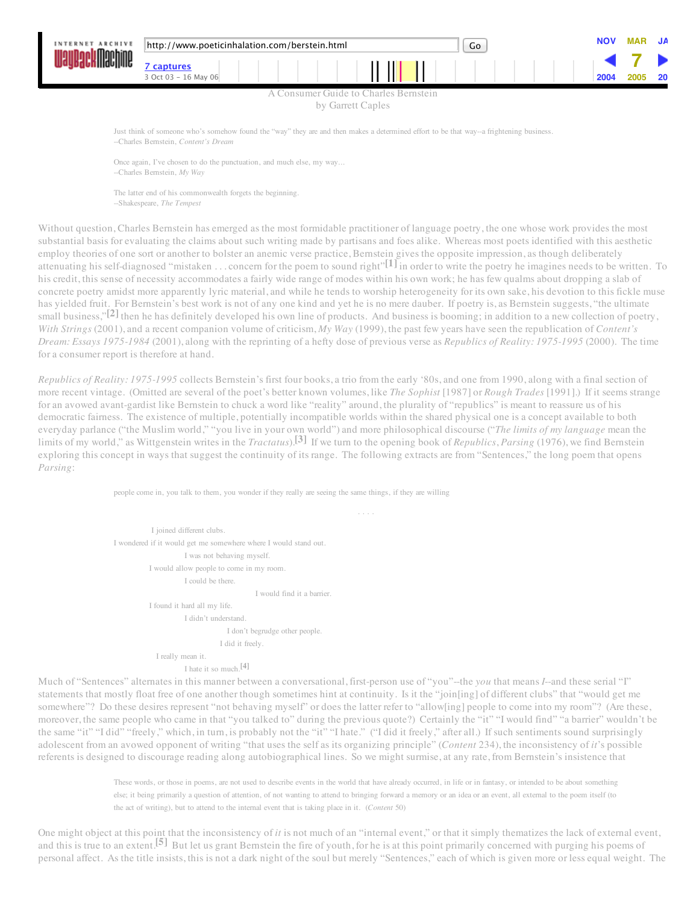A Consumer Guide to Charles Bernstein

by Garrett Caples

Just think of someone who's somehow found the "way" they are and then makes a determined effort to be that way--a frightening business.
--Charles Bernstein, *Content's Dream*

Once again, I've chosen to do the punctuation, and much else, my way...
--Charles Bernstein, *My Way*

The latter end of his commonwealth forgets the beginning.
--Shakespeare, *The Tempest*

Without question, Charles Bernstein has emerged as the most formidable practitioner of language poetry, the one whose work provides the most substantial basis for evaluating the claims about such writing made by partisans and foes alike. Whereas most poets identified with this aesthetic employ theories of one sort or another to bolster an anemic verse practice, Bernstein gives the opposite impression, as though deliberately attenuating his self-diagnosed "mistaken . . . concern for the poem to sound right"[1] in order to write the poetry he imagines needs to be written. To his credit, this sense of necessity accommodates a fairly wide range of modes within his own work; he has few qualms about dropping a slab of concrete poetry amidst more apparently lyric material, and while he tends to worship heterogeneity for its own sake, his devotion to this fickle muse has yielded fruit. For Bernstein's best work is not of any one kind and yet he is no mere dauber. If poetry is, as Bernstein suggests, "the ultimate small business,"[2] then he has definitely developed his own line of products. And business is booming; in addition to a new collection of poetry, *With Strings* (2001), and a recent companion volume of criticism, *My Way* (1999), the past few years have seen the republication of *Content's Dream: Essays 1975-1984* (2001), along with the reprinting of a hefty dose of previous verse as *Republics of Reality: 1975-1995* (2000). The time for a consumer report is therefore at hand.

*Republics of Reality: 1975-1995* collects Bernstein's first four books, a trio from the early '80s, and one from 1990, along with a final section of more recent vintage. (Omitted are several of the poet's better known volumes, like *The Sophist* [1987] or *Rough Trades* [1991].) If it seems strange for an avowed avant-gardist like Bernstein to chuck a word like "reality" around, the plurality of "republics" is meant to reassure us of his democratic fairness. The existence of multiple, potentially incompatible worlds within the shared physical one is a concept available to both everyday parlance ("the Muslim world," "you live in your own world") and more philosophical discourse ("*The limits of my language* mean the limits of my world," as Wittgenstein writes in the *Tractatus*).[3] If we turn to the opening book of *Republics*, *Parsing* (1976), we find Bernstein exploring this concept in ways that suggest the continuity of its range. The following extracts are from "Sentences," the long poem that opens *Parsing*:

> people come in, you talk to them, you wonder if they really are seeing the same things, if they are willing
>
> . . . .
>
> I joined different clubs.
> I wondered if it would get me somewhere where I would stand out.
> I was not behaving myself.
> I would allow people to come in my room.
> I could be there.
> I would find it a barrier.
> I found it hard all my life.
> I didn't understand.
> I don't begrudge other people.
> I did it freely.
> I really mean it.
> I hate it so much.[4]

Much of "Sentences" alternates in this manner between a conversational, first-person use of "you"--the *you* that means *I*--and these serial "I" statements that mostly float free of one another though sometimes hint at continuity. Is it the "join[ing] of different clubs" that "would get me somewhere"? Do these desires represent "not behaving myself" or does the latter refer to "allow[ing] people to come into my room"? (Are these, moreover, the same people who came in that "you talked to" during the previous quote?) Certainly the "it" "I would find" "a barrier" wouldn't be the same "it" "I did" "freely," which, in turn, is probably not the "it" "I hate." ("I did it freely," after all.) If such sentiments sound surprisingly adolescent from an avowed opponent of writing "that uses the self as its organizing principle" (*Content* 234), the inconsistency of *it*'s possible referents is designed to discourage reading along autobiographical lines. So we might surmise, at any rate, from Bernstein's insistence that

> These words, or those in poems, are not used to describe events in the world that have already occurred, in life or in fantasy, or intended to be about something else; it being primarily a question of attention, of not wanting to attend to bringing forward a memory or an idea or an event, all external to the poem itself (to the act of writing), but to attend to the internal event that is taking place in it. (*Content* 50)

One might object at this point that the inconsistency of *it* is not much of an "internal event," or that it simply thematizes the lack of external event, and this is true to an extent.[5] But let us grant Bernstein the fire of youth, for he is at this point primarily concerned with purging his poems of personal affect. As the title insists, this is not a dark night of the soul but merely "Sentences," each of which is given more or less equal weight. The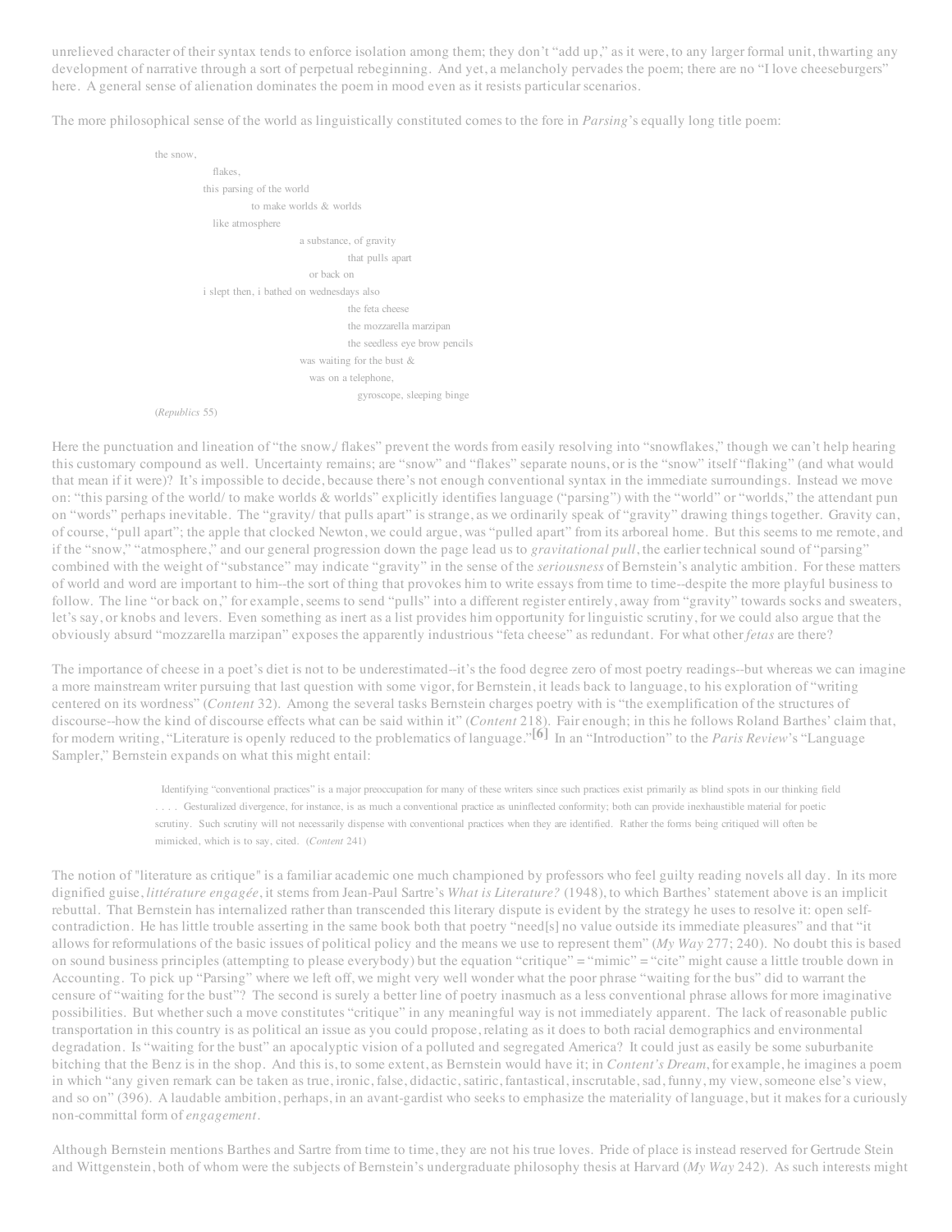unrelieved character of their syntax tends to enforce isolation among them; they don't "add up," as it were, to any larger formal unit, thwarting any development of narrative through a sort of perpetual rebeginning. And yet, a melancholy pervades the poem; there are no "I love cheeseburgers" here. A general sense of alienation dominates the poem in mood even as it resists particular scenarios.

The more philosophical sense of the world as linguistically constituted comes to the fore in *Parsing*'s equally long title poem:

> the snow,
> flakes,
> this parsing of the world
> to make worlds & worlds
> like atmosphere
> a substance, of gravity
> that pulls apart
> or back on
> i slept then, i bathed on wednesdays also
> the feta cheese
> the mozzarella marzipan
> the seedless eye brow pencils
> was waiting for the bust &
> was on a telephone,
> gyroscope, sleeping binge
>
> (*Republics* 55)

Here the punctuation and lineation of "the snow,/ flakes" prevent the words from easily resolving into "snowflakes," though we can't help hearing this customary compound as well. Uncertainty remains; are "snow" and "flakes" separate nouns, or is the "snow" itself "flaking" (and what would that mean if it were)? It's impossible to decide, because there's not enough conventional syntax in the immediate surroundings. Instead we move on: "this parsing of the world/ to make worlds & worlds" explicitly identifies language ("parsing") with the "world" or "worlds," the attendant pun on "words" perhaps inevitable. The "gravity/ that pulls apart" is strange, as we ordinarily speak of "gravity" drawing things together. Gravity can, of course, "pull apart"; the apple that clocked Newton, we could argue, was "pulled apart" from its arboreal home. But this seems to me remote, and if the "snow," "atmosphere," and our general progression down the page lead us to *gravitational pull*, the earlier technical sound of "parsing" combined with the weight of "substance" may indicate "gravity" in the sense of the *seriousness* of Bernstein's analytic ambition. For these matters of world and word are important to him--the sort of thing that provokes him to write essays from time to time--despite the more playful business to follow. The line "or back on," for example, seems to send "pulls" into a different register entirely, away from "gravity" towards socks and sweaters, let's say, or knobs and levers. Even something as inert as a list provides him opportunity for linguistic scrutiny, for we could also argue that the obviously absurd "mozzarella marzipan" exposes the apparently industrious "feta cheese" as redundant. For what other *fetas* are there?

The importance of cheese in a poet's diet is not to be underestimated--it's the food degree zero of most poetry readings--but whereas we can imagine a more mainstream writer pursuing that last question with some vigor, for Bernstein, it leads back to language, to his exploration of "writing centered on its wordness" (*Content* 32). Among the several tasks Bernstein charges poetry with is "the exemplification of the structures of discourse--how the kind of discourse effects what can be said within it" (*Content* 218). Fair enough; in this he follows Roland Barthes' claim that, for modern writing, "Literature is openly reduced to the problematics of language."[6] In an "Introduction" to the *Paris Review*'s "Language Sampler," Bernstein expands on what this might entail:

> Identifying "conventional practices" is a major preoccupation for many of these writers since such practices exist primarily as blind spots in our thinking field . . . . Gesturalized divergence, for instance, is as much a conventional practice as uninflected conformity; both can provide inexhaustible material for poetic scrutiny. Such scrutiny will not necessarily dispense with conventional practices when they are identified. Rather the forms being critiqued will often be mimicked, which is to say, cited. (*Content* 241)

The notion of "literature as critique" is a familiar academic one much championed by professors who feel guilty reading novels all day. In its more dignified guise, *littérature engagée*, it stems from Jean-Paul Sartre's *What is Literature?* (1948), to which Barthes' statement above is an implicit rebuttal. That Bernstein has internalized rather than transcended this literary dispute is evident by the strategy he uses to resolve it: open self-contradiction. He has little trouble asserting in the same book both that poetry "need[s] no value outside its immediate pleasures" and that "it allows for reformulations of the basic issues of political policy and the means we use to represent them" (*My Way* 277; 240). No doubt this is based on sound business principles (attempting to please everybody) but the equation "critique" = "mimic" = "cite" might cause a little trouble down in Accounting. To pick up "Parsing" where we left off, we might very well wonder what the poor phrase "waiting for the bus" did to warrant the censure of "waiting for the bust"? The second is surely a better line of poetry inasmuch as a less conventional phrase allows for more imaginative possibilities. But whether such a move constitutes "critique" in any meaningful way is not immediately apparent. The lack of reasonable public transportation in this country is as political an issue as you could propose, relating as it does to both racial demographics and environmental degradation. Is "waiting for the bust" an apocalyptic vision of a polluted and segregated America? It could just as easily be some suburbanite bitching that the Benz is in the shop. And this is, to some extent, as Bernstein would have it; in *Content's Dream*, for example, he imagines a poem in which "any given remark can be taken as true, ironic, false, didactic, satiric, fantastical, inscrutable, sad, funny, my view, someone else's view, and so on" (396). A laudable ambition, perhaps, in an avant-gardist who seeks to emphasize the materiality of language, but it makes for a curiously non-committal form of *engagement*.

Although Bernstein mentions Barthes and Sartre from time to time, they are not his true loves. Pride of place is instead reserved for Gertrude Stein and Wittgenstein, both of whom were the subjects of Bernstein's undergraduate philosophy thesis at Harvard (*My Way* 242). As such interests might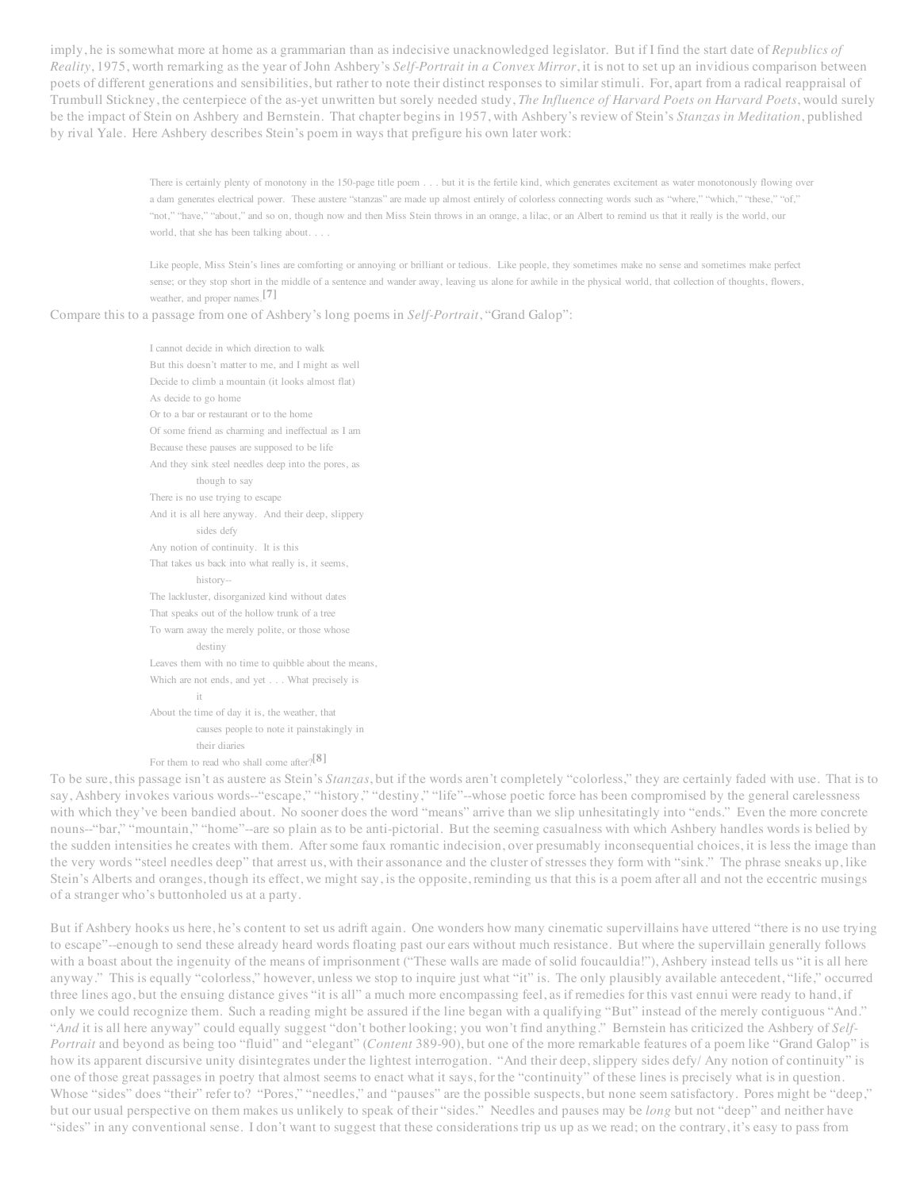imply, he is somewhat more at home as a grammarian than as indecisive unacknowledged legislator. But if I find the start date of *Republics of Reality*, 1975, worth remarking as the year of John Ashbery's *Self-Portrait in a Convex Mirror*, it is not to set up an invidious comparison between poets of different generations and sensibilities, but rather to note their distinct responses to similar stimuli. For, apart from a radical reappraisal of Trumbull Stickney, the centerpiece of the as-yet unwritten but sorely needed study, *The Influence of Harvard Poets on Harvard Poets*, would surely be the impact of Stein on Ashbery and Bernstein. That chapter begins in 1957, with Ashbery's review of Stein's *Stanzas in Meditation*, published by rival Yale. Here Ashbery describes Stein's poem in ways that prefigure his own later work:

> There is certainly plenty of monotony in the 150-page title poem . . . but it is the fertile kind, which generates excitement as water monotonously flowing over a dam generates electrical power. These austere "stanzas" are made up almost entirely of colorless connecting words such as "where," "which," "these," "of," "not," "have," "about," and so on, though now and then Miss Stein throws in an orange, a lilac, or an Albert to remind us that it really is the world, our world, that she has been talking about. . . .
>
> Like people, Miss Stein's lines are comforting or annoying or brilliant or tedious. Like people, they sometimes make no sense and sometimes make perfect sense; or they stop short in the middle of a sentence and wander away, leaving us alone for awhile in the physical world, that collection of thoughts, flowers, weather, and proper names.[7]

Compare this to a passage from one of Ashbery's long poems in *Self-Portrait*, "Grand Galop":

> I cannot decide in which direction to walk
> But this doesn't matter to me, and I might as well
> Decide to climb a mountain (it looks almost flat)
> As decide to go home
> Or to a bar or restaurant or to the home
> Of some friend as charming and ineffectual as I am
> Because these pauses are supposed to be life
> And they sink steel needles deep into the pores, as
> though to say
> There is no use trying to escape
> And it is all here anyway. And their deep, slippery
> sides defy
> Any notion of continuity. It is this
> That takes us back into what really is, it seems,
> history--
> The lackluster, disorganized kind without dates
> That speaks out of the hollow trunk of a tree
> To warn away the merely polite, or those whose
> destiny
> Leaves them with no time to quibble about the means,
> Which are not ends, and yet . . . What precisely is
> it
> About the time of day it is, the weather, that
> causes people to note it painstakingly in
> their diaries
> For them to read who shall come after?[8]

To be sure, this passage isn't as austere as Stein's *Stanzas*, but if the words aren't completely "colorless," they are certainly faded with use. That is to say, Ashbery invokes various words--"escape," "history," "destiny," "life"--whose poetic force has been compromised by the general carelessness with which they've been bandied about. No sooner does the word "means" arrive than we slip unhesitatingly into "ends." Even the more concrete nouns--"bar," "mountain," "home"--are so plain as to be anti-pictorial. But the seeming casualness with which Ashbery handles words is belied by the sudden intensities he creates with them. After some faux romantic indecision, over presumably inconsequential choices, it is less the image than the very words "steel needles deep" that arrest us, with their assonance and the cluster of stresses they form with "sink." The phrase sneaks up, like Stein's Alberts and oranges, though its effect, we might say, is the opposite, reminding us that this is a poem after all and not the eccentric musings of a stranger who's buttonholed us at a party.

But if Ashbery hooks us here, he's content to set us adrift again. One wonders how many cinematic supervillains have uttered "there is no use trying to escape"--enough to send these already heard words floating past our ears without much resistance. But where the supervillain generally follows with a boast about the ingenuity of the means of imprisonment ("These walls are made of solid foucauldia!"), Ashbery instead tells us "it is all here anyway." This is equally "colorless," however, unless we stop to inquire just what "it" is. The only plausibly available antecedent, "life," occurred three lines ago, but the ensuing distance gives "it is all" a much more encompassing feel, as if remedies for this vast ennui were ready to hand, if only we could recognize them. Such a reading might be assured if the line began with a qualifying "But" instead of the merely contiguous "And." "*And* it is all here anyway" could equally suggest "don't bother looking; you won't find anything." Bernstein has criticized the Ashbery of *Self-Portrait* and beyond as being too "fluid" and "elegant" (*Content* 389-90), but one of the more remarkable features of a poem like "Grand Galop" is how its apparent discursive unity disintegrates under the lightest interrogation. "And their deep, slippery sides defy/ Any notion of continuity" is one of those great passages in poetry that almost seems to enact what it says, for the "continuity" of these lines is precisely what is in question. Whose "sides" does "their" refer to? "Pores," "needles," and "pauses" are the possible suspects, but none seem satisfactory. Pores might be "deep," but our usual perspective on them makes us unlikely to speak of their "sides." Needles and pauses may be *long* but not "deep" and neither have "sides" in any conventional sense. I don't want to suggest that these considerations trip us up as we read; on the contrary, it's easy to pass from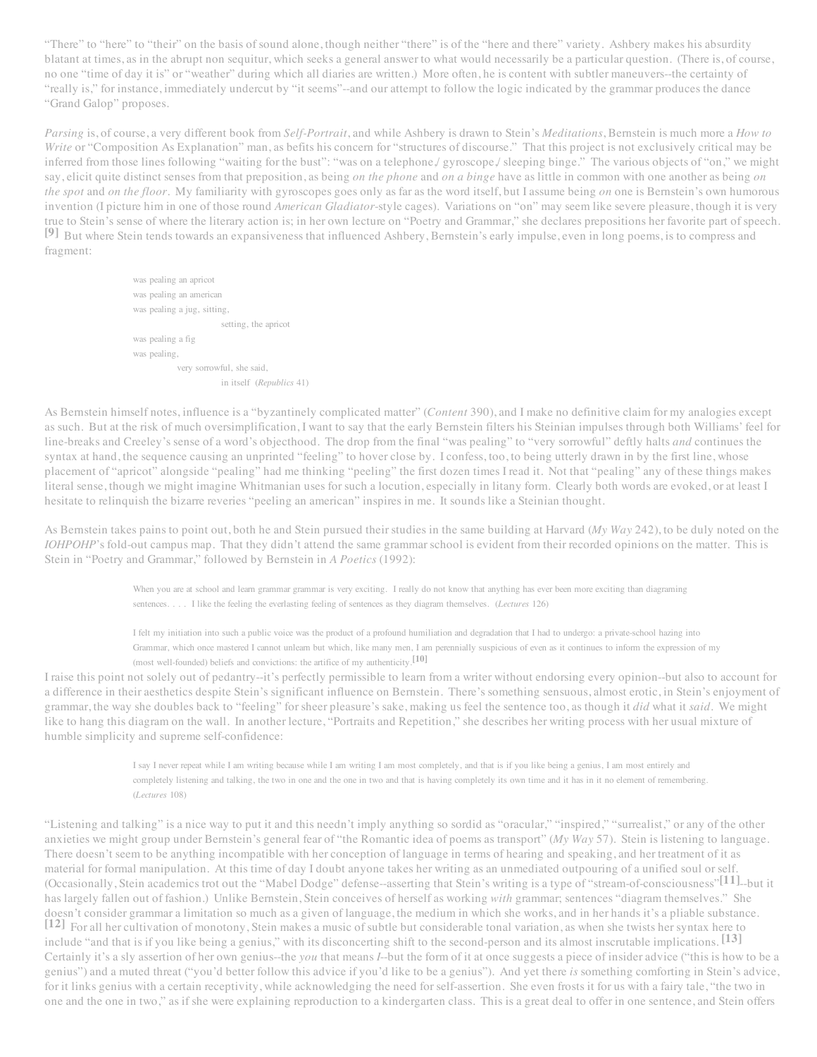"There" to "here" to "their" on the basis of sound alone, though neither "there" is of the "here and there" variety. Ashbery makes his absurdity blatant at times, as in the abrupt non sequitur, which seeks a general answer to what would necessarily be a particular question. (There is, of course, no one "time of day it is" or "weather" during which all diaries are written.) More often, he is content with subtler maneuvers--the certainty of "really is," for instance, immediately undercut by "it seems"--and our attempt to follow the logic indicated by the grammar produces the dance "Grand Galop" proposes.

*Parsing* is, of course, a very different book from *Self-Portrait*, and while Ashbery is drawn to Stein's *Meditations*, Bernstein is much more a *How to Write* or "Composition As Explanation" man, as befits his concern for "structures of discourse." That this project is not exclusively critical may be inferred from those lines following "waiting for the bust": "was on a telephone,/ gyroscope,/ sleeping binge." The various objects of "on," we might say, elicit quite distinct senses from that preposition, as being *on the phone* and *on a binge* have as little in common with one another as being *on the spot* and *on the floor*. My familiarity with gyroscopes goes only as far as the word itself, but I assume being *on* one is Bernstein's own humorous invention (I picture him in one of those round *American Gladiator*-style cages). Variations on "on" may seem like severe pleasure, though it is very true to Stein's sense of where the literary action is; in her own lecture on "Poetry and Grammar," she declares prepositions her favorite part of speech.[9] But where Stein tends towards an expansiveness that influenced Ashbery, Bernstein's early impulse, even in long poems, is to compress and fragment:

> was pealing an apricot
> was pealing an american
> was pealing a jug, sitting,
>                 setting, the apricot
> was pealing a fig
> was pealing,
>         very sorrowful, she said,
>                 in itself (*Republics* 41)

As Bernstein himself notes, influence is a "byzantinely complicated matter" (*Content* 390), and I make no definitive claim for my analogies except as such. But at the risk of much oversimplification, I want to say that the early Bernstein filters his Steinian impulses through both Williams' feel for line-breaks and Creeley's sense of a word's objecthood. The drop from the final "was pealing" to "very sorrowful" deftly halts *and* continues the syntax at hand, the sequence causing an unprinted "feeling" to hover close by. I confess, too, to being utterly drawn in by the first line, whose placement of "apricot" alongside "pealing" had me thinking "peeling" the first dozen times I read it. Not that "pealing" any of these things makes literal sense, though we might imagine Whitmanian uses for such a locution, especially in litany form. Clearly both words are evoked, or at least I hesitate to relinquish the bizarre reveries "peeling an american" inspires in me. It sounds like a Steinian thought.

As Bernstein takes pains to point out, both he and Stein pursued their studies in the same building at Harvard (*My Way* 242), to be duly noted on the *IOHPOHP*'s fold-out campus map. That they didn't attend the same grammar school is evident from their recorded opinions on the matter. This is Stein in "Poetry and Grammar," followed by Bernstein in *A Poetics* (1992):

> When you are at school and learn grammar grammar is very exciting. I really do not know that anything has ever been more exciting than diagraming sentences. . . . I like the feeling the everlasting feeling of sentences as they diagram themselves. (*Lectures* 126)

> I felt my initiation into such a public voice was the product of a profound humiliation and degradation that I had to undergo: a private-school hazing into Grammar, which once mastered I cannot unlearn but which, like many men, I am perennially suspicious of even as it continues to inform the expression of my (most well-founded) beliefs and convictions: the artifice of my authenticity.[10]

I raise this point not solely out of pedantry--it's perfectly permissible to learn from a writer without endorsing every opinion--but also to account for a difference in their aesthetics despite Stein's significant influence on Bernstein. There's something sensuous, almost erotic, in Stein's enjoyment of grammar, the way she doubles back to "feeling" for sheer pleasure's sake, making us feel the sentence too, as though it *did* what it *said*. We might like to hang this diagram on the wall. In another lecture, "Portraits and Repetition," she describes her writing process with her usual mixture of humble simplicity and supreme self-confidence:

> I say I never repeat while I am writing because while I am writing I am most completely, and that is if you like being a genius, I am most entirely and completely listening and talking, the two in one and the one in two and that is having completely its own time and it has in it no element of remembering. (*Lectures* 108)

"Listening and talking" is a nice way to put it and this needn't imply anything so sordid as "oracular," "inspired," "surrealist," or any of the other anxieties we might group under Bernstein's general fear of "the Romantic idea of poems as transport" (*My Way* 57). Stein is listening to language. There doesn't seem to be anything incompatible with her conception of language in terms of hearing and speaking, and her treatment of it as material for formal manipulation. At this time of day I doubt anyone takes her writing as an unmediated outpouring of a unified soul or self. (Occasionally, Stein academics trot out the "Mabel Dodge" defense--asserting that Stein's writing is a type of "stream-of-consciousness"[11]--but it has largely fallen out of fashion.) Unlike Bernstein, Stein conceives of herself as working *with* grammar; sentences "diagram themselves." She doesn't consider grammar a limitation so much as a given of language, the medium in which she works, and in her hands it's a pliable substance.[12] For all her cultivation of monotony, Stein makes a music of subtle but considerable tonal variation, as when she twists her syntax here to include "and that is if you like being a genius," with its disconcerting shift to the second-person and its almost inscrutable implications.[13] Certainly it's a sly assertion of her own genius--the *you* that means *I*--but the form of it at once suggests a piece of insider advice ("this is how to be a genius") and a muted threat ("you'd better follow this advice if you'd like to be a genius"). And yet there *is* something comforting in Stein's advice, for it links genius with a certain receptivity, while acknowledging the need for self-assertion. She even frosts it for us with a fairy tale, "the two in one and the one in two," as if she were explaining reproduction to a kindergarten class. This is a great deal to offer in one sentence, and Stein offers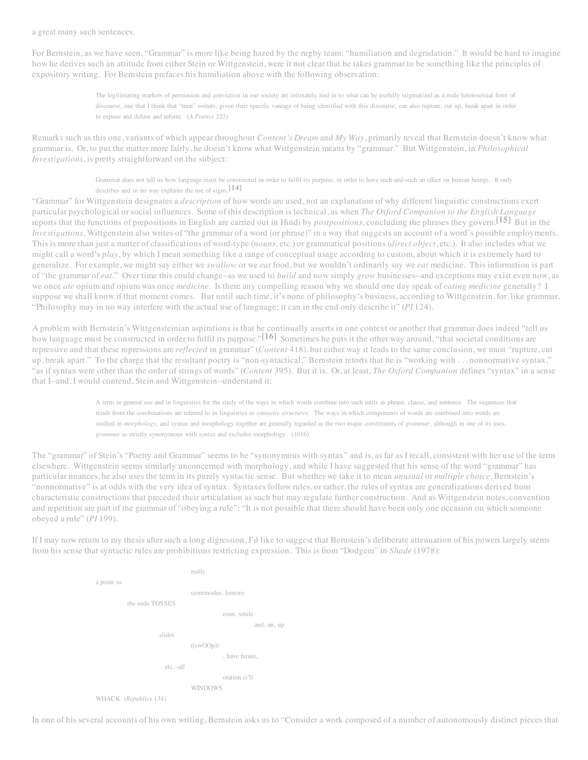a great many such sentences.

For Bernstein, as we have seen, "Grammar" is more like being hazed by the rugby team: "humiliation and degradation." It would be hard to imagine how he derives such an attitude from either Stein or Wittgenstein, were it not clear that he takes grammar to be something like the principles of expository writing. For Bernstein prefaces his humiliation above with the following observation:

> The legitimating markers of persuasion and conviction in our society are intimately tied in to what can be usefully stigmatized as a male heterosexual form of discourse, one that I think that "men" writers, given their specific vantage of being identified with this discourse, can also rupture, cut up, break apart in order to expose and defuse and reform. (*A Poetics* 223)

Remarks such as this one, variants of which appear throughout *Content's Dream* and *My Way*, primarily reveal that Bernstein doesn't know what grammar is. Or, to put the matter more fairly, he doesn't know what Wittgenstein means by "grammar." But Wittgenstein, in *Philosophical Investigations*, is pretty straightforward on the subject:

> Grammar does not tell us how language must be constructed in order to fulfil its purpose, in order to have such-and-such an effect on human beings. It only describes and in no way explains the use of signs.[14]

"Grammar" for Wittgenstein designates a *description* of how words are used, not an explanation of why different linguistic constructions exert particular psychological or social influences. Some of this description is technical, as when *The Oxford Companion to the English Language* reports that the functions of prepositions in English are carried out in Hindi by *postpositions*, concluding the phrases they govern.[15] But in the *Investigations*, Wittgenstein also writes of "the grammar of a word (or phrase)" in a way that suggests an account of a word's possible employments. This is more than just a matter of classifications of word-type (*nouns*, etc.) or grammatical positions (*direct object*, etc.). It also includes what we might call a word's *play*, by which I mean something like a range of conceptual usage according to custom, about which it is extremely hard to generalize. For example, we might say either we *swallow* or we *eat* food, but we wouldn't ordinarily say we *eat* medicine. This information is part of "the grammar of *eat*." Over time this could change--as we used to *build* and now simply *grow* businesses--and exceptions may exist even now, as we once *ate* opium and opium was once *medicine*. Is there any compelling reason why we should one day speak of *eating medicine* generally? I suppose we shall know if that moment comes. But until such time, it's none of philosophy's business, according to Wittgenstein, for, like grammar, "Philosophy may in no way interfere with the actual use of language; it can in the end only describe it" (*PI* 124).

A problem with Bernstein's Wittgensteinian aspirations is that he continually asserts in one context or another that grammar does indeed "tell us how language must be constructed in order to fulfil its purpose."[16] Sometimes he puts it the other way around, "that societal conditions are repressive and that these repressions are *reflected* in grammar" (*Content* 418), but either way it leads to the same conclusion, we must "rupture, cut up, break apart." To the charge that the resultant poetry is "non-syntactical," Bernstein retorts that he is "working with . . . nonnormative syntax," "as if syntax were other than the order of strings of words" (*Content* 395). But it is. Or, at least, *The Oxford Companion* defines "syntax" in a sense that I--and, I would contend, Stein and Wittgenstein--understand it:

> A term in general use and in linguistics for the study of the ways in which words combine into such units as phrase, clause, and sentence. The sequences that result from the combinations are referred to in linguistics as *syntactic structures*. The ways in which components of words are combined into words are studied in *morphology*, and syntax and morphology together are generally regarded as the two major constituents of *grammar*, although in one of its uses, *grammar* is strictly synonymous with *syntax* and excludes morphology. (1016)

The "grammar" of Stein's "Poetry and Grammar" seems to be "synonymous with syntax" and is, as far as I recall, consistent with her use of the term elsewhere. Wittgenstein seems similarly unconcerned with morphology, and while I have suggested that his sense of the word "grammar" has particular nuances, he also uses the term in its purely syntactic sense. But whether we take it to mean *unusual* or *multiple choice*, Bernstein's "nonnormative" is at odds with the very idea of syntax. Syntaxes follow rules, or rather, the rules of syntax are generalizations derived from characteristic constructions that preceded their articulation as such but may regulate further construction. And as Wittgenstein notes, convention and repetition are part of the grammar of "obeying a rule": "It is not possible that there should have been only one occasion on which someone obeyed a rule" (*PI* 199).

If I may now return to my thesis after such a long digression, I'd like to suggest that Bernstein's deliberate attenuation of his powers largely stems from his sense that syntactic rules are prohibitions restricting expression. This is from "Dodgem" in *Shade* (1978):

```
                              really
a point to
                              (commodes, lemons
     the ends TOSSES
                                        even, while
                                                  and, an, up
                    slides
                              ((swOOp))
                                        , have future,
                      etc.--all
                                        oration (i'll
                              WINDOWS
WHACK (Republics 134)
```

In one of his several accounts of his own writing, Bernstein asks us to "Consider a work composed of a number of autonomously distinct pieces that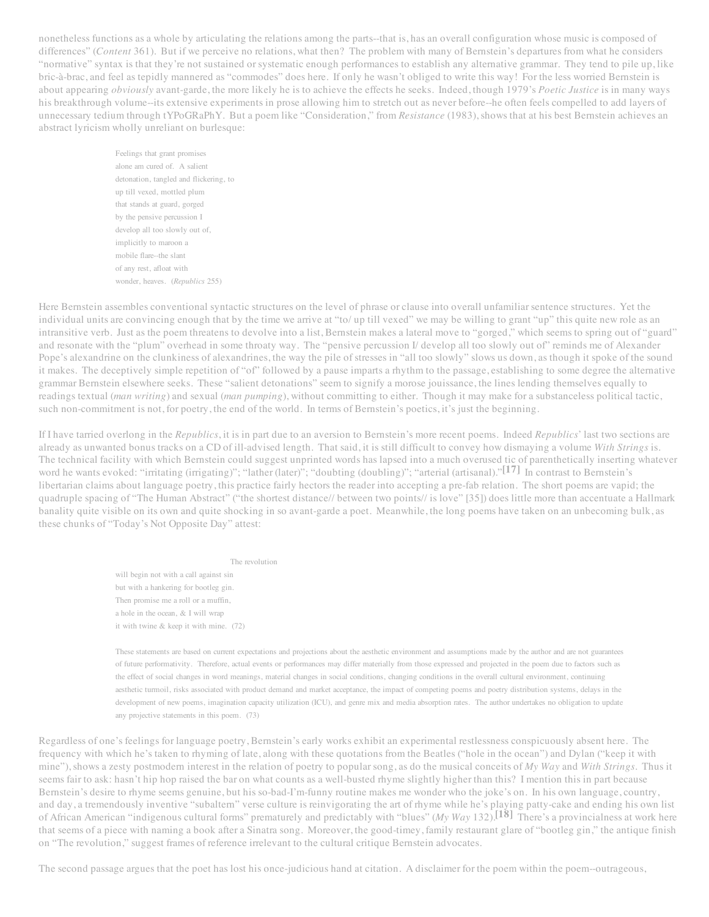nonetheless functions as a whole by articulating the relations among the parts--that is, has an overall configuration whose music is composed of differences" (*Content* 361). But if we perceive no relations, what then? The problem with many of Bernstein's departures from what he considers "normative" syntax is that they're not sustained or systematic enough performances to establish any alternative grammar. They tend to pile up, like bric-à-brac, and feel as tepidly mannered as "commodes" does here. If only he wasn't obliged to write this way! For the less worried Bernstein is about appearing *obviously* avant-garde, the more likely he is to achieve the effects he seeks. Indeed, though 1979's *Poetic Justice* is in many ways his breakthrough volume--its extensive experiments in prose allowing him to stretch out as never before--he often feels compelled to add layers of unnecessary tedium through tYPoGRaPhY. But a poem like "Consideration," from *Resistance* (1983), shows that at his best Bernstein achieves an abstract lyricism wholly unreliant on burlesque:

> Feelings that grant promises
> alone am cured of. A salient
> detonation, tangled and flickering, to
> up till vexed, mottled plum
> that stands at guard, gorged
> by the pensive percussion I
> develop all too slowly out of,
> implicitly to maroon a
> mobile flare--the slant
> of any rest, afloat with
> wonder, heaves. (*Republics* 255)

Here Bernstein assembles conventional syntactic structures on the level of phrase or clause into overall unfamiliar sentence structures. Yet the individual units are convincing enough that by the time we arrive at "to/ up till vexed" we may be willing to grant "up" this quite new role as an intransitive verb. Just as the poem threatens to devolve into a list, Bernstein makes a lateral move to "gorged," which seems to spring out of "guard" and resonate with the "plum" overhead in some throaty way. The "pensive percussion I/ develop all too slowly out of" reminds me of Alexander Pope's alexandrine on the clunkiness of alexandrines, the way the pile of stresses in "all too slowly" slows us down, as though it spoke of the sound it makes. The deceptively simple repetition of "of" followed by a pause imparts a rhythm to the passage, establishing to some degree the alternative grammar Bernstein elsewhere seeks. These "salient detonations" seem to signify a morose jouissance, the lines lending themselves equally to readings textual (*man writing*) and sexual (*man pumping*), without committing to either. Though it may make for a substanceless political tactic, such non-commitment is not, for poetry, the end of the world. In terms of Bernstein's poetics, it's just the beginning.

If I have tarried overlong in the *Republics*, it is in part due to an aversion to Bernstein's more recent poems. Indeed *Republics*' last two sections are already as unwanted bonus tracks on a CD of ill-advised length. That said, it is still difficult to convey how dismaying a volume *With Strings* is. The technical facility with which Bernstein could suggest unprinted words has lapsed into a much overused tic of parenthetically inserting whatever word he wants evoked: "irritating (irrigating)"; "lather (later)"; "doubting (doubling)"; "arterial (artisanal)."**[17]** In contrast to Bernstein's libertarian claims about language poetry, this practice fairly hectors the reader into accepting a pre-fab relation. The short poems are vapid; the quadruple spacing of "The Human Abstract" ("the shortest distance// between two points// is love" [35]) does little more than accentuate a Hallmark banality quite visible on its own and quite shocking in so avant-garde a poet. Meanwhile, the long poems have taken on an unbecoming bulk, as these chunks of "Today's Not Opposite Day" attest:

> The revolution
> will begin not with a call against sin
> but with a hankering for bootleg gin.
> Then promise me a roll or a muffin,
> a hole in the ocean, & I will wrap
> it with twine & keep it with mine. (72)

> These statements are based on current expectations and projections about the aesthetic environment and assumptions made by the author and are not guarantees of future performativity. Therefore, actual events or performances may differ materially from those expressed and projected in the poem due to factors such as the effect of social changes in word meanings, material changes in social conditions, changing conditions in the overall cultural environment, continuing aesthetic turmoil, risks associated with product demand and market acceptance, the impact of competing poems and poetry distribution systems, delays in the development of new poems, imagination capacity utilization (ICU), and genre mix and media absorption rates. The author undertakes no obligation to update any projective statements in this poem. (73)

Regardless of one's feelings for language poetry, Bernstein's early works exhibit an experimental restlessness conspicuously absent here. The frequency with which he's taken to rhyming of late, along with these quotations from the Beatles ("hole in the ocean") and Dylan ("keep it with mine"), shows a zesty postmodern interest in the relation of poetry to popular song, as do the musical conceits of *My Way* and *With Strings*. Thus it seems fair to ask: hasn't hip hop raised the bar on what counts as a well-busted rhyme slightly higher than this? I mention this in part because Bernstein's desire to rhyme seems genuine, but his so-bad-I'm-funny routine makes me wonder who the joke's on. In his own language, country, and day, a tremendously inventive "subaltern" verse culture is reinvigorating the art of rhyme while he's playing patty-cake and ending his own list of African American "indigenous cultural forms" prematurely and predictably with "blues" (*My Way* 132).**[18]** There's a provincialness at work here that seems of a piece with naming a book after a Sinatra song. Moreover, the good-timey, family restaurant glare of "bootleg gin," the antique finish on "The revolution," suggest frames of reference irrelevant to the cultural critique Bernstein advocates.

The second passage argues that the poet has lost his once-judicious hand at citation. A disclaimer for the poem within the poem--outrageous,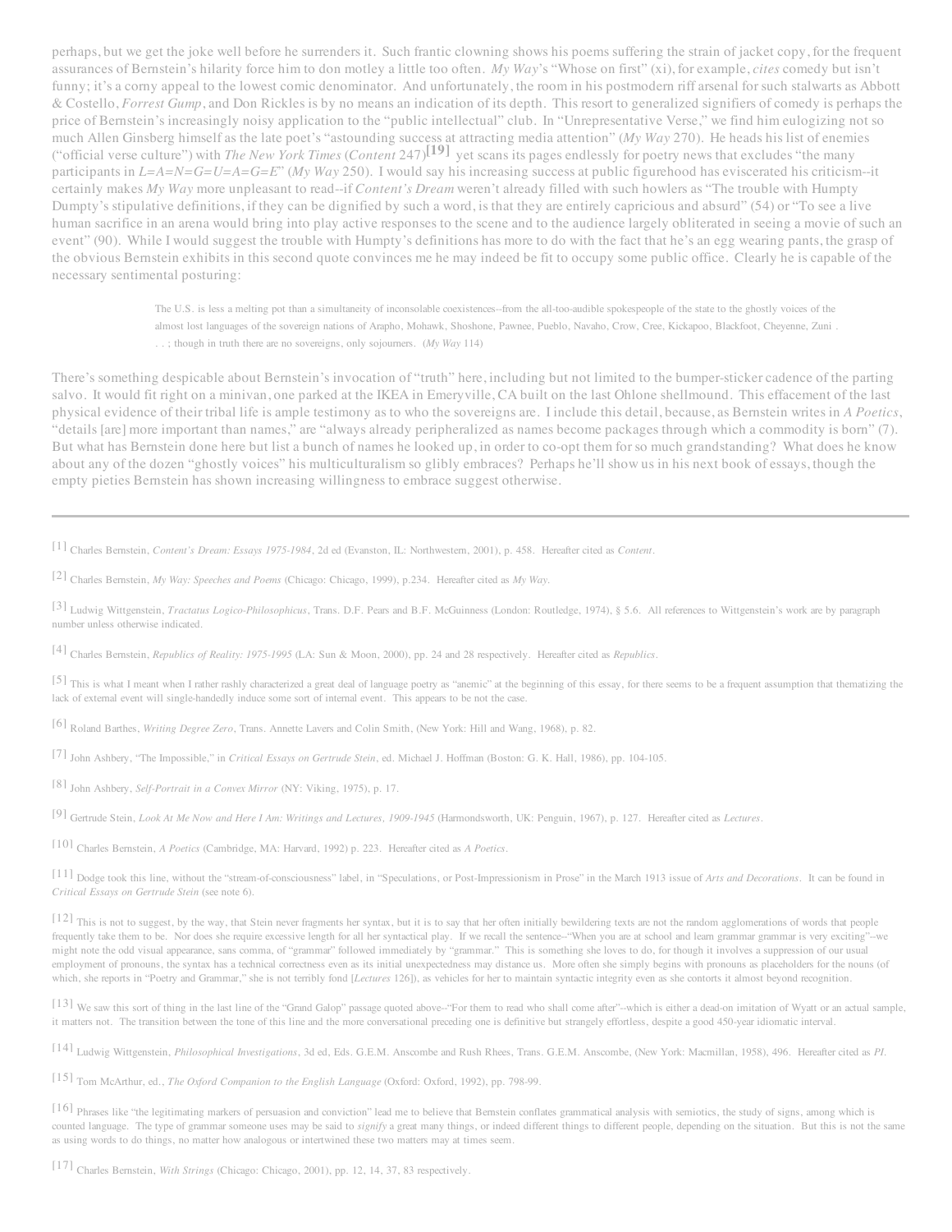perhaps, but we get the joke well before he surrenders it. Such frantic clowning shows his poems suffering the strain of jacket copy, for the frequent assurances of Bernstein's hilarity force him to don motley a little too often. *My Way*'s "Whose on first" (xi), for example, *cites* comedy but isn't funny; it's a corny appeal to the lowest comic denominator. And unfortunately, the room in his postmodern riff arsenal for such stalwarts as Abbott & Costello, *Forrest Gump*, and Don Rickles is by no means an indication of its depth. This resort to generalized signifiers of comedy is perhaps the price of Bernstein's increasingly noisy application to the "public intellectual" club. In "Unrepresentative Verse," we find him eulogizing not so much Allen Ginsberg himself as the late poet's "astounding success at attracting media attention" (*My Way* 270). He heads his list of enemies ("official verse culture") with *The New York Times* (*Content* 247)[19] yet scans its pages endlessly for poetry news that excludes "the many participants in *L=A=N=G=U=A=G=E*" (*My Way* 250). I would say his increasing success at public figurehood has eviscerated his criticism--it certainly makes *My Way* more unpleasant to read--if *Content's Dream* weren't already filled with such howlers as "The trouble with Humpty Dumpty's stipulative definitions, if they can be dignified by such a word, is that they are entirely capricious and absurd" (54) or "To see a live human sacrifice in an arena would bring into play active responses to the scene and to the audience largely obliterated in seeing a movie of such an event" (90). While I would suggest the trouble with Humpty's definitions has more to do with the fact that he's an egg wearing pants, the grasp of the obvious Bernstein exhibits in this second quote convinces me he may indeed be fit to occupy some public office. Clearly he is capable of the necessary sentimental posturing:

> The U.S. is less a melting pot than a simultaneity of inconsolable coexistences--from the all-too-audible spokespeople of the state to the ghostly voices of the almost lost languages of the sovereign nations of Arapho, Mohawk, Shoshone, Pawnee, Pueblo, Navaho, Crow, Cree, Kickapoo, Blackfoot, Cheyenne, Zuni . . . ; though in truth there are no sovereigns, only sojourners. (*My Way* 114)

There's something despicable about Bernstein's invocation of "truth" here, including but not limited to the bumper-sticker cadence of the parting salvo. It would fit right on a minivan, one parked at the IKEA in Emeryville, CA built on the last Ohlone shellmound. This effacement of the last physical evidence of their tribal life is ample testimony as to who the sovereigns are. I include this detail, because, as Bernstein writes in *A Poetics*, "details [are] more important than names," are "always already peripheralized as names become packages through which a commodity is born" (7). But what has Bernstein done here but list a bunch of names he looked up, in order to co-opt them for so much grandstanding? What does he know about any of the dozen "ghostly voices" his multiculturalism so glibly embraces? Perhaps he'll show us in his next book of essays, though the empty pieties Bernstein has shown increasing willingness to embrace suggest otherwise.

---

[1] Charles Bernstein, *Content's Dream: Essays 1975-1984*, 2d ed (Evanston, IL: Northwestern, 2001), p. 458. Hereafter cited as *Content*.

[2] Charles Bernstein, *My Way: Speeches and Poems* (Chicago: Chicago, 1999), p.234. Hereafter cited as *My Way*.

[3] Ludwig Wittgenstein, *Tractatus Logico-Philosophicus*, Trans. D.F. Pears and B.F. McGuinness (London: Routledge, 1974), § 5.6. All references to Wittgenstein's work are by paragraph number unless otherwise indicated.

[4] Charles Bernstein, *Republics of Reality: 1975-1995* (LA: Sun & Moon, 2000), pp. 24 and 28 respectively. Hereafter cited as *Republics*.

[5] This is what I meant when I rather rashly characterized a great deal of language poetry as "anemic" at the beginning of this essay, for there seems to be a frequent assumption that thematizing the lack of external event will single-handedly induce some sort of internal event. This appears to be not the case.

[6] Roland Barthes, *Writing Degree Zero*, Trans. Annette Lavers and Colin Smith, (New York: Hill and Wang, 1968), p. 82.

[7] John Ashbery, "The Impossible," in *Critical Essays on Gertrude Stein*, ed. Michael J. Hoffman (Boston: G. K. Hall, 1986), pp. 104-105.

[8] John Ashbery, *Self-Portrait in a Convex Mirror* (NY: Viking, 1975), p. 17.

[9] Gertrude Stein, *Look At Me Now and Here I Am: Writings and Lectures, 1909-1945* (Harmondsworth, UK: Penguin, 1967), p. 127. Hereafter cited as *Lectures*.

[10] Charles Bernstein, *A Poetics* (Cambridge, MA: Harvard, 1992) p. 223. Hereafter cited as *A Poetics*.

[11] Dodge took this line, without the "stream-of-consciousness" label, in "Speculations, or Post-Impressionism in Prose" in the March 1913 issue of *Arts and Decorations*. It can be found in *Critical Essays on Gertrude Stein* (see note 6).

[12] This is not to suggest, by the way, that Stein never fragments her syntax, but it is to say that her often initially bewildering texts are not the random agglomerations of words that people frequently take them to be. Nor does she require excessive length for all her syntactical play. If we recall the sentence--"When you are at school and learn grammar grammar is very exciting"--we might note the odd visual appearance, sans comma, of "grammar" followed immediately by "grammar." This is something she loves to do, for though it involves a suppression of our usual employment of pronouns, the syntax has a technical correctness even as its initial unexpectedness may distance us. More often she simply begins with pronouns as placeholders for the nouns (of which, she reports in "Poetry and Grammar," she is not terribly fond [*Lectures* 126]), as vehicles for her to maintain syntactic integrity even as she contorts it almost beyond recognition.

[13] We saw this sort of thing in the last line of the "Grand Galop" passage quoted above--"For them to read who shall come after"--which is either a dead-on imitation of Wyatt or an actual sample, it matters not. The transition between the tone of this line and the more conversational preceding one is definitive but strangely effortless, despite a good 450-year idiomatic interval.

[14] Ludwig Wittgenstein, *Philosophical Investigations*, 3d ed, Eds. G.E.M. Anscombe and Rush Rhees, Trans. G.E.M. Anscombe, (New York: Macmillan, 1958), 496. Hereafter cited as *PI*.

[15] Tom McArthur, ed., *The Oxford Companion to the English Language* (Oxford: Oxford, 1992), pp. 798-99.

[16] Phrases like "the legitimating markers of persuasion and conviction" lead me to believe that Bernstein conflates grammatical analysis with semiotics, the study of signs, among which is counted language. The type of grammar someone uses may be said to *signify* a great many things, or indeed different things to different people, depending on the situation. But this is not the same as using words to do things, no matter how analogous or intertwined these two matters may at times seem.

[17] Charles Bernstein, *With Strings* (Chicago: Chicago, 2001), pp. 12, 14, 37, 83 respectively.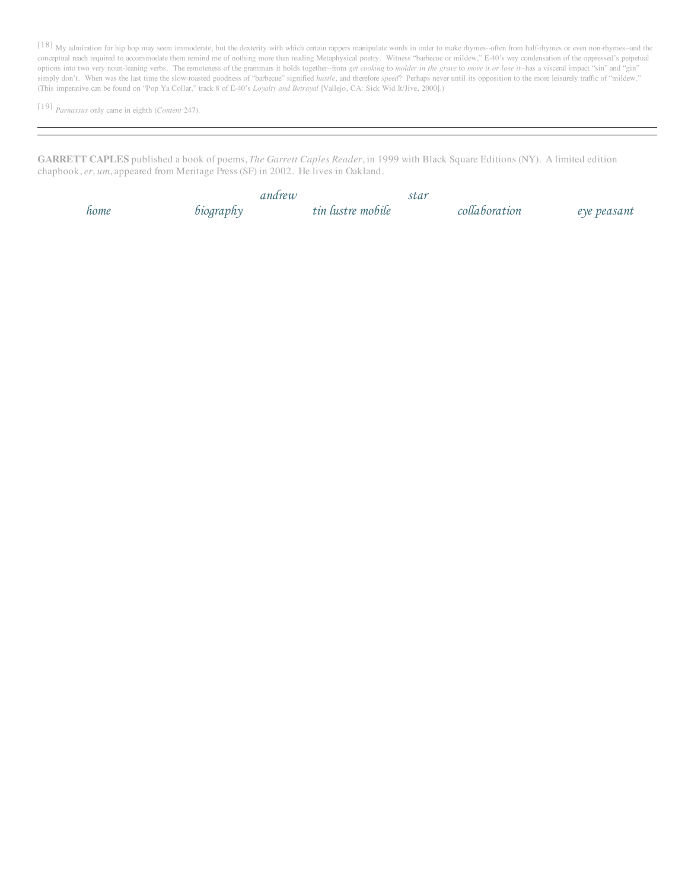[18] My admiration for hip hop may seem immoderate, but the dexterity with which certain rappers manipulate words in order to make rhymes--often from half-rhymes or even non-rhymes--and the conceptual reach required to accommodate them remind me of nothing more than reading Metaphysical poetry. Witness "barbecue or mildew," E-40's wry condensation of the oppressed's perpetual options into two very noun-leaning verbs. The remoteness of the grammars it holds together--from *get cooking* to *molder in the grave* to *move it or lose it*--has a visceral impact "sin" and "gin" simply don't. When was the last time the slow-roasted goodness of "barbecue" signified *hustle*, and therefore *speed*? Perhaps never until its opposition to the more leisurely traffic of "mildew." (This imperative can be found on "Pop Ya Collar," track 8 of E-40's *Loyalty and Betrayal* [Vallejo, CA: Sick Wid It/Jive, 2000].)

[19] *Parnassus* only came in eighth (*Content* 247).

---

**GARRETT CAPLES** published a book of poems, *The Garrett Caples Reader*, in 1999 with Black Square Editions (NY). A limited edition chapbook, *er, um*, appeared from Meritage Press (SF) in 2002. He lives in Oakland.

*home* | *biography* | *andrew* | *tin lustre mobile* | *star* | *collaboration* | *eye peasant*